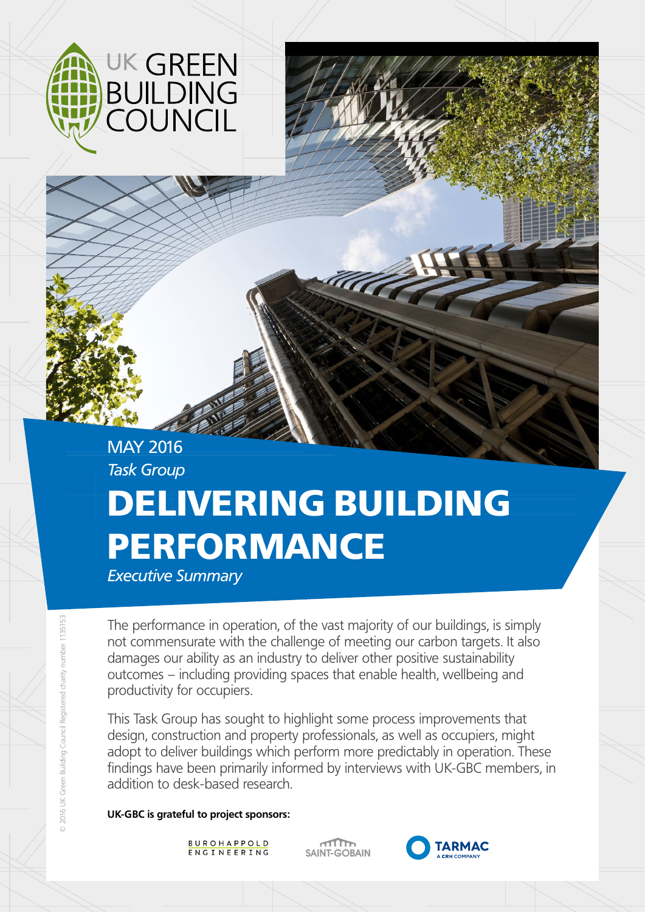UK GREEN BUILDING COUNCIL

MAY 2016

*Task Group*

# DELIVERING BUILDING PERFORMANCE

*Executive Summary*

The performance in operation, of the vast majority of our buildings, is simply not commensurate with the challenge of meeting our carbon targets. It also damages our ability as an industry to deliver other positive sustainability outcomes – including providing spaces that enable health, wellbeing and productivity for occupiers.

This Task Group has sought to highlight some process improvements that design, construction and property professionals, as well as occupiers, might adopt to deliver buildings which perform more predictably in operation. These findings have been primarily informed by interviews with UK-GBC members, in addition to desk-based research.

**UK-GBC is grateful to project sponsors:**

BUROHAPPOLD ENGINEERING

SAINT-GOBAIN

TARMAC A CRH COMPANY

© 2016 UK Green Building Council Registered charity number 1135153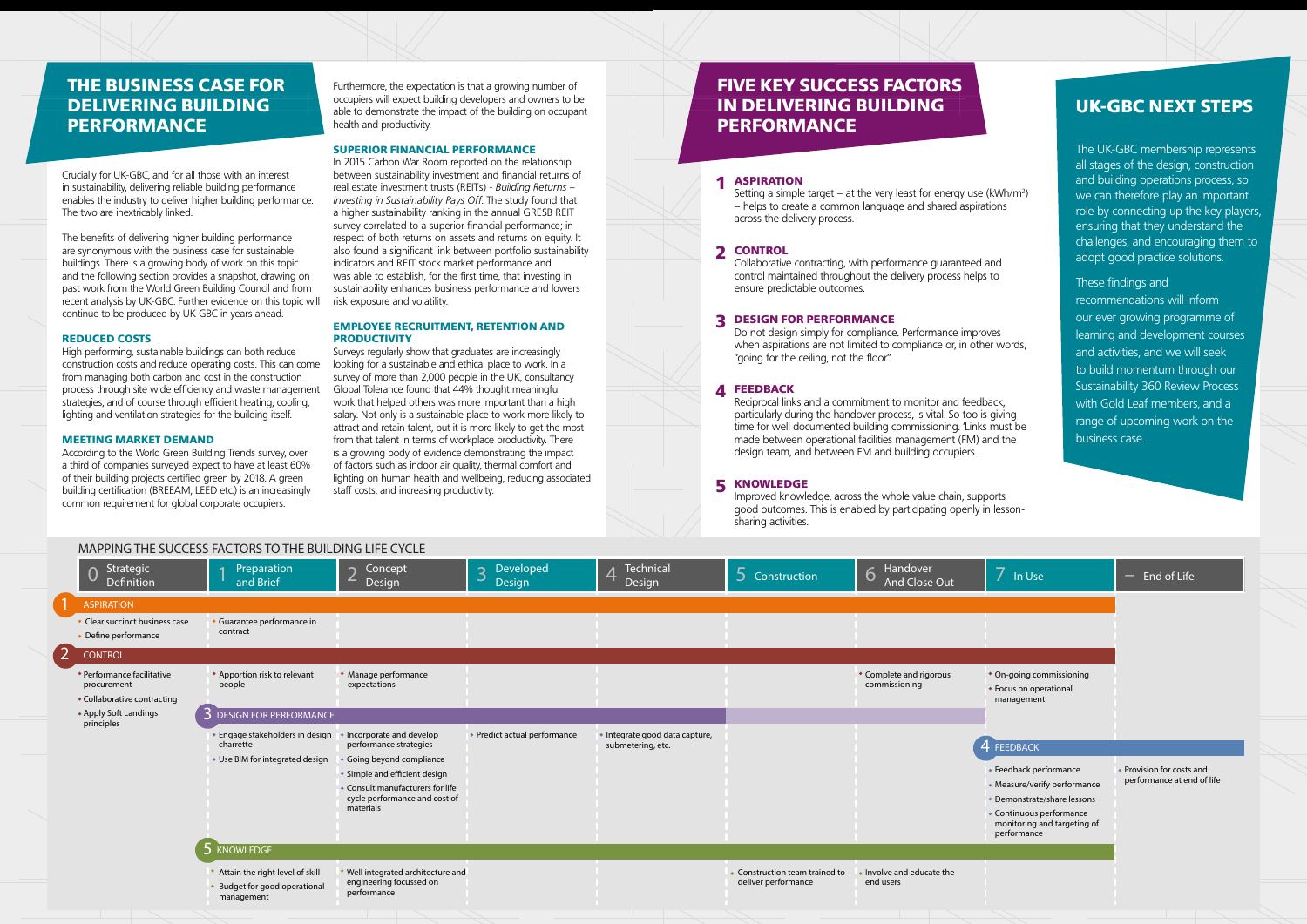## THE BUSINESS CASE FOR DELIVERING BUILDING PERFORMANCE

Crucially for UK-GBC, and for all those with an interest in sustainability, delivering reliable building performance enables the industry to deliver higher building performance. The two are inextricably linked.

The benefits of delivering higher building performance are synonymous with the business case for sustainable buildings. There is a growing body of work on this topic and the following section provides a snapshot, drawing on past work from the World Green Building Council and from recent analysis by UK-GBC. Further evidence on this topic will continue to be produced by UK-GBC in years ahead.

### REDUCED COSTS

High performing, sustainable buildings can both reduce construction costs and reduce operating costs. This can come from managing both carbon and cost in the construction process through site wide efficiency and waste management strategies, and of course through efficient heating, cooling, lighting and ventilation strategies for the building itself.

### MEETING MARKET DEMAND

According to the World Green Building Trends survey, over a third of companies surveyed expect to have at least 60% of their building projects certified green by 2018. A green building certification (BREEAM, LEED etc.) is an increasingly common requirement for global corporate occupiers.

Furthermore, the expectation is that a growing number of occupiers will expect building developers and owners to be able to demonstrate the impact of the building on occupant health and productivity.

### SUPERIOR FINANCIAL PERFORMANCE

In 2015 Carbon War Room reported on the relationship between sustainability investment and financial returns of real estate investment trusts (REITs) - *Building Returns – Investing in Sustainability Pays Off*. The study found that a higher sustainability ranking in the annual GRESB REIT survey correlated to a superior financial performance; in respect of both returns on assets and returns on equity. It also found a significant link between portfolio sustainability indicators and REIT stock market performance and was able to establish, for the first time, that investing in sustainability enhances business performance and lowers risk exposure and volatility.

### EMPLOYEE RECRUITMENT, RETENTION AND PRODUCTIVITY

Surveys regularly show that graduates are increasingly looking for a sustainable and ethical place to work. In a survey of more than 2,000 people in the UK, consultancy Global Tolerance found that 44% thought meaningful work that helped others was more important than a high salary. Not only is a sustainable place to work more likely to attract and retain talent, but it is more likely to get the most from that talent in terms of workplace productivity. There is a growing body of evidence demonstrating the impact of factors such as indoor air quality, thermal comfort and lighting on human health and wellbeing, reducing associated staff costs, and increasing productivity.

## FIVE KEY SUCCESS FACTORS IN DELIVERING BUILDING PERFORMANCE

### 1 ASPIRATION

Setting a simple target – at the very least for energy use (kWh/m$^2$) – helps to create a common language and shared aspirations across the delivery process.

### 2 CONTROL

Collaborative contracting, with performance guaranteed and control maintained throughout the delivery process helps to ensure predictable outcomes.

### 3 DESIGN FOR PERFORMANCE

Do not design simply for compliance. Performance improves when aspirations are not limited to compliance or, in other words, "going for the ceiling, not the floor".

### 4 FEEDBACK

Reciprocal links and a commitment to monitor and feedback, particularly during the handover process, is vital. So too is giving time for well documented building commissioning. 'Links must be made between operational facilities management (FM) and the design team, and between FM and building occupiers.

### 5 KNOWLEDGE

Improved knowledge, across the whole value chain, supports good outcomes. This is enabled by participating openly in lesson-sharing activities.

## UK-GBC NEXT STEPS

The UK-GBC membership represents all stages of the design, construction and building operations process, so we can therefore play an important role by connecting up the key players, ensuring that they understand the challenges, and encouraging them to adopt good practice solutions.

These findings and recommendations will inform our ever growing programme of learning and development courses and activities, and we will seek to build momentum through our Sustainability 360 Review Process with Gold Leaf members, and a range of upcoming work on the business case.

## MAPPING THE SUCCESS FACTORS TO THE BUILDING LIFE CYCLE

| | 0 Strategic Definition | 1 Preparation and Brief | 2 Concept Design | 3 Developed Design | 4 Technical Design | 5 Construction | 6 Handover And Close Out | 7 In Use | – End of Life |
|---|---|---|---|---|---|---|---|---|---|
| 1 ASPIRATION | Clear succinct business case; Define performance | Guarantee performance in contract | | | | | | | |
| 2 CONTROL | Performance facilitative procurement; Collaborative contracting; Apply Soft Landings principles | Apportion risk to relevant people | Manage performance expectations | | | | Complete and rigorous commissioning | On-going commissioning; Focus on operational management | |
| 3 DESIGN FOR PERFORMANCE | | Engage stakeholders in design charrette; Use BIM for integrated design | Incorporate and develop performance strategies; Going beyond compliance; Simple and efficient design; Consult manufacturers for life cycle performance and cost of materials | Predict actual performance | Integrate good data capture, submetering, etc. | | | | |
| 4 FEEDBACK | | | | | | | | Feedback performance; Measure/verify performance; Demonstrate/share lessons; Continuous performance monitoring and targeting of performance | Provision for costs and performance at end of life |
| 5 KNOWLEDGE | | Attain the right level of skill; Budget for good operational management | Well integrated architecture and engineering focussed on performance | | | Construction team trained to deliver performance | Involve and educate the end users | | |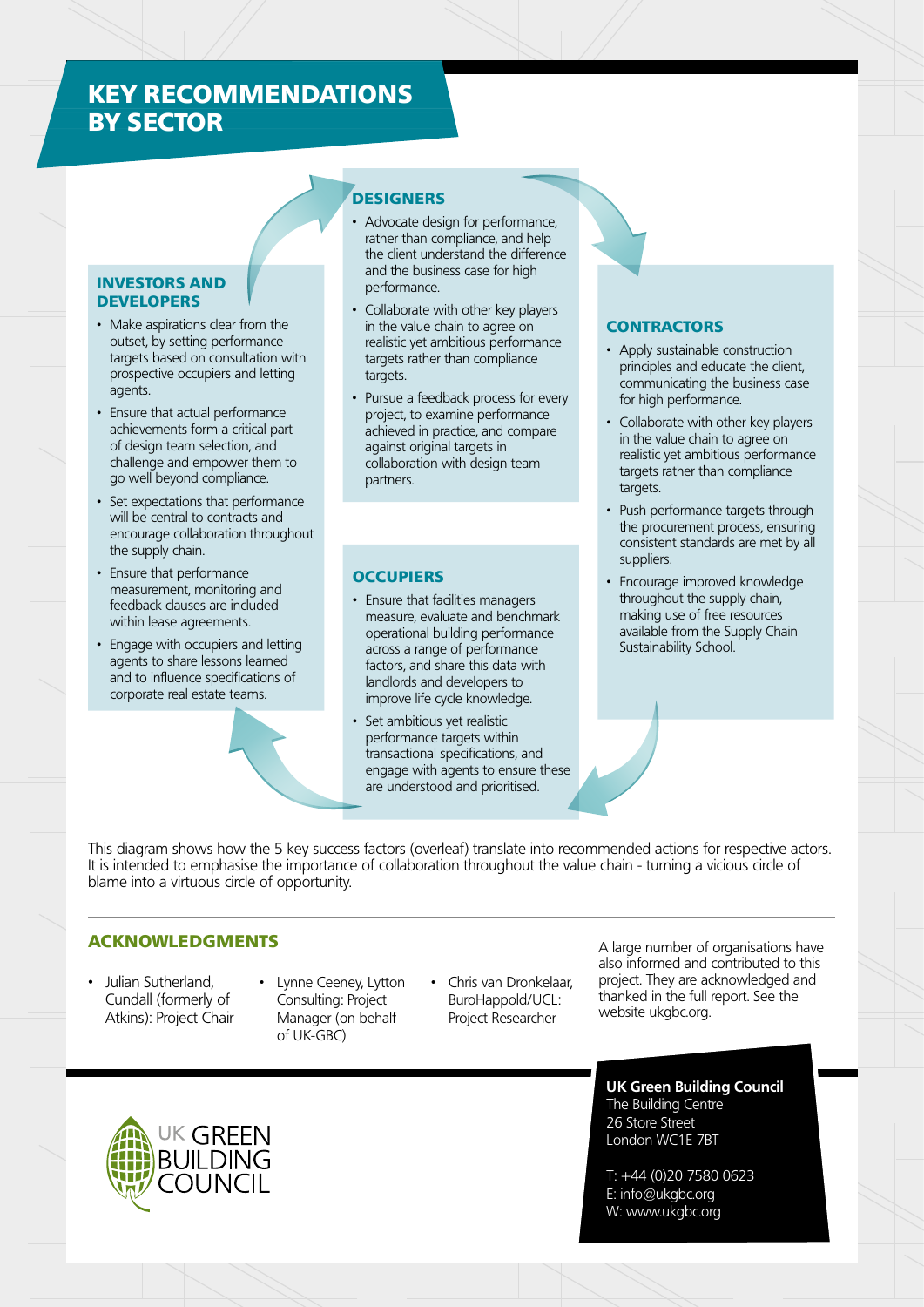# KEY RECOMMENDATIONS BY SECTOR

### INVESTORS AND DEVELOPERS

- Make aspirations clear from the outset, by setting performance targets based on consultation with prospective occupiers and letting agents.
- Ensure that actual performance achievements form a critical part of design team selection, and challenge and empower them to go well beyond compliance.
- Set expectations that performance will be central to contracts and encourage collaboration throughout the supply chain.
- Ensure that performance measurement, monitoring and feedback clauses are included within lease agreements.
- Engage with occupiers and letting agents to share lessons learned and to influence specifications of corporate real estate teams.

### DESIGNERS

- Advocate design for performance, rather than compliance, and help the client understand the difference and the business case for high performance.
- Collaborate with other key players in the value chain to agree on realistic yet ambitious performance targets rather than compliance targets.
- Pursue a feedback process for every project, to examine performance achieved in practice, and compare against original targets in collaboration with design team partners.

### CONTRACTORS

- Apply sustainable construction principles and educate the client, communicating the business case for high performance.
- Collaborate with other key players in the value chain to agree on realistic yet ambitious performance targets rather than compliance targets.
- Push performance targets through the procurement process, ensuring consistent standards are met by all suppliers.
- Encourage improved knowledge throughout the supply chain, making use of free resources available from the Supply Chain Sustainability School.

### OCCUPIERS

- Ensure that facilities managers measure, evaluate and benchmark operational building performance across a range of performance factors, and share this data with landlords and developers to improve life cycle knowledge.
- Set ambitious yet realistic performance targets within transactional specifications, and engage with agents to ensure these are understood and prioritised.

This diagram shows how the 5 key success factors (overleaf) translate into recommended actions for respective actors. It is intended to emphasise the importance of collaboration throughout the value chain - turning a vicious circle of blame into a virtuous circle of opportunity.

## ACKNOWLEDGMENTS

- Julian Sutherland, Cundall (formerly of Atkins): Project Chair
- Lynne Ceeney, Lytton Consulting: Project Manager (on behalf of UK-GBC)
- Chris van Dronkelaar, BuroHappold/UCL: Project Researcher

A large number of organisations have also informed and contributed to this project. They are acknowledged and thanked in the full report. See the website ukgbc.org.

UK GREEN BUILDING COUNCIL

**UK Green Building Council**
The Building Centre
26 Store Street
London WC1E 7BT

T: +44 (0)20 7580 0623
E: info@ukgbc.org
W: www.ukgbc.org